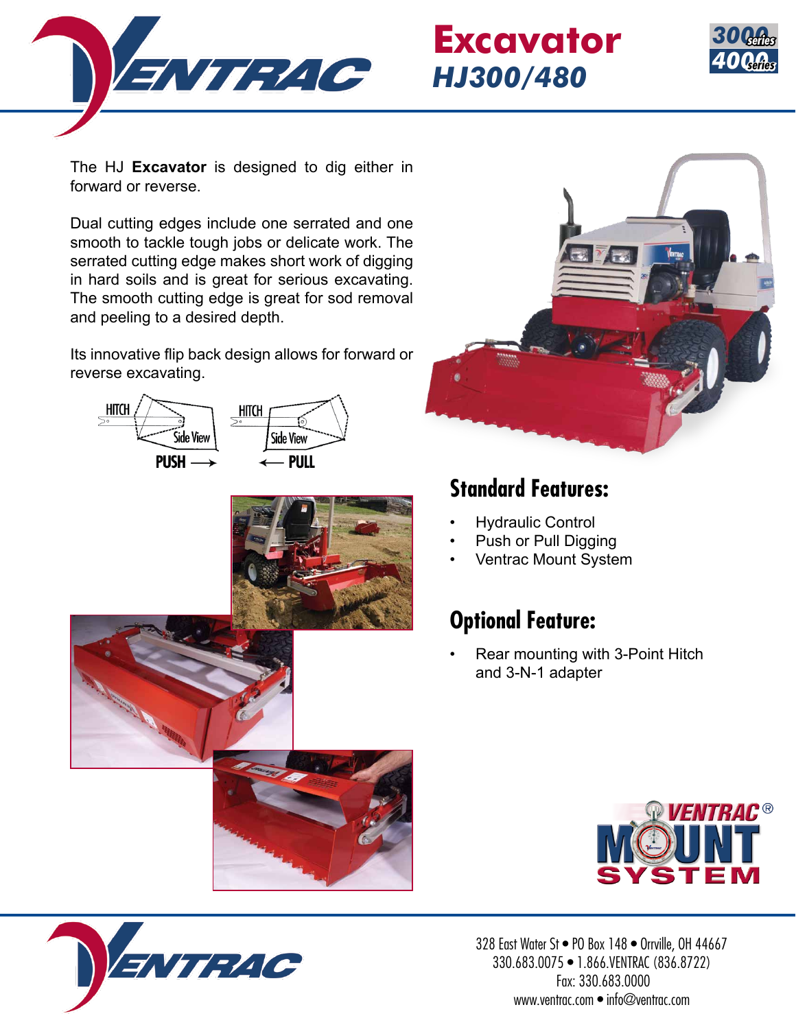# Excavator

## *HJ300/480*

The HJ **Excavator** is designed to dig either in forward or reverse.

Dual cutting edges include one serrated and one smooth to tackle tough jobs or delicate work. The serrated cutting edge makes short work of digging in hard soils and is great for serious excavating. The smooth cutting edge is great for sod removal and peeling to a desired depth.

Its innovative flip back design allows for forward or reverse excavating.

HITCH — Side View — PUSH →

HITCH — Side View — ← PULL

## Standard Features:

- Hydraulic Control
- Push or Pull Digging
- Ventrac Mount System

## Optional Feature:

- Rear mounting with 3-Point Hitch and 3-N-1 adapter

328 East Water St • PO Box 148 • Orrville, OH 44667
330.683.0075 • 1.866.VENTRAC (836.8722)
Fax: 330.683.0000
www.ventrac.com • info@ventrac.com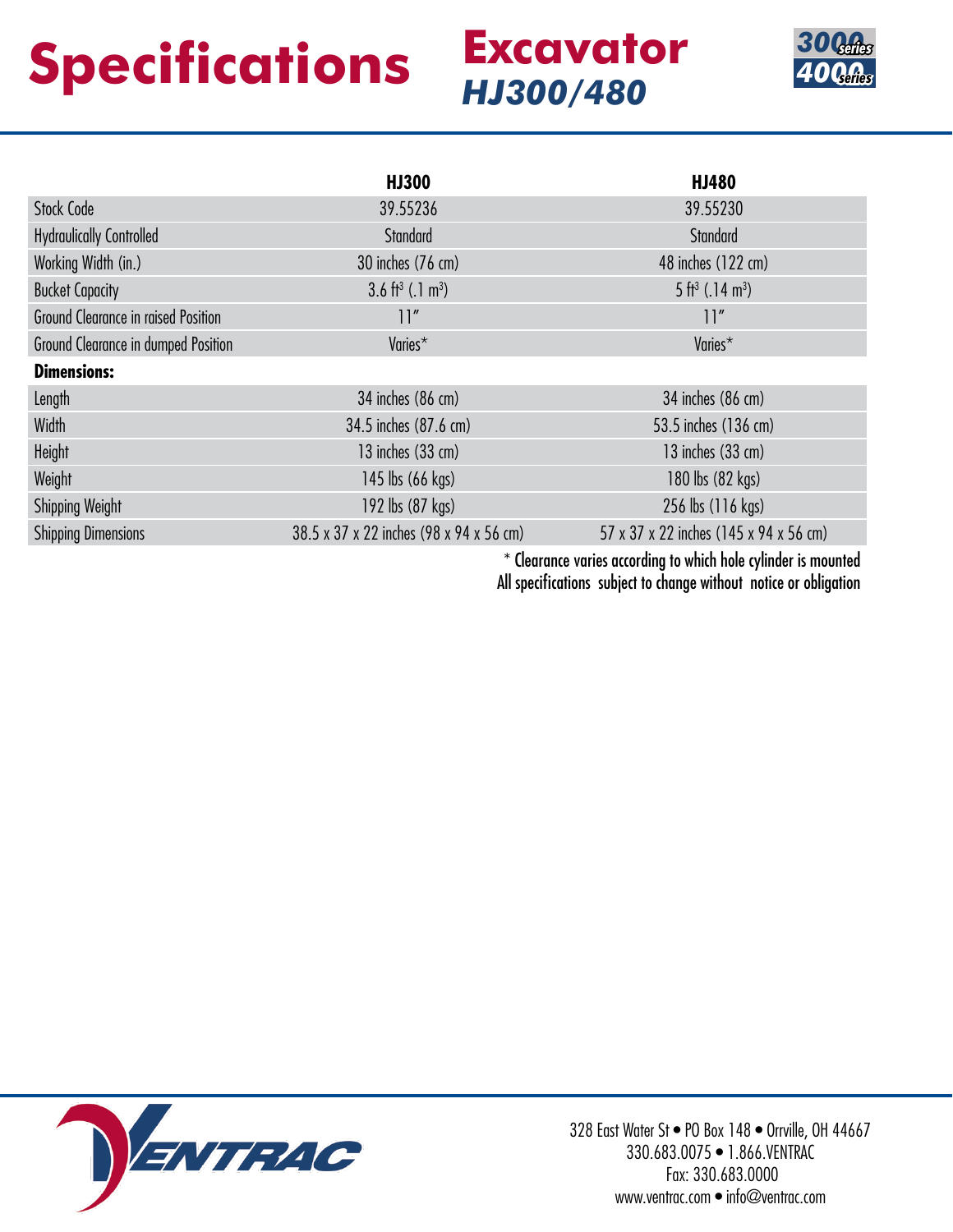# Specifications

## Excavator
## *HJ300/480*

3000 series
4000 series

| | HJ300 | HJ480 |
|---|---|---|
| Stock Code | 39.55236 | 39.55230 |
| Hydraulically Controlled | Standard | Standard |
| Working Width (in.) | 30 inches (76 cm) | 48 inches (122 cm) |
| Bucket Capacity | 3.6 $ft^3$ (.1 $m^3$) | 5 $ft^3$ (.14 $m^3$) |
| Ground Clearance in raised Position | 11″ | 11″ |
| Ground Clearance in dumped Position | Varies* | Varies* |
| **Dimensions:** | | |
| Length | 34 inches (86 cm) | 34 inches (86 cm) |
| Width | 34.5 inches (87.6 cm) | 53.5 inches (136 cm) |
| Height | 13 inches (33 cm) | 13 inches (33 cm) |
| Weight | 145 lbs (66 kgs) | 180 lbs (82 kgs) |
| Shipping Weight | 192 lbs (87 kgs) | 256 lbs (116 kgs) |
| Shipping Dimensions | 38.5 x 37 x 22 inches (98 x 94 x 56 cm) | 57 x 37 x 22 inches (145 x 94 x 56 cm) |

\* Clearance varies according to which hole cylinder is mounted
All specifications subject to change without notice or obligation

VENTRAC

328 East Water St • PO Box 148 • Orrville, OH 44667
330.683.0075 • 1.866.VENTRAC
Fax: 330.683.0000
www.ventrac.com • info@ventrac.com